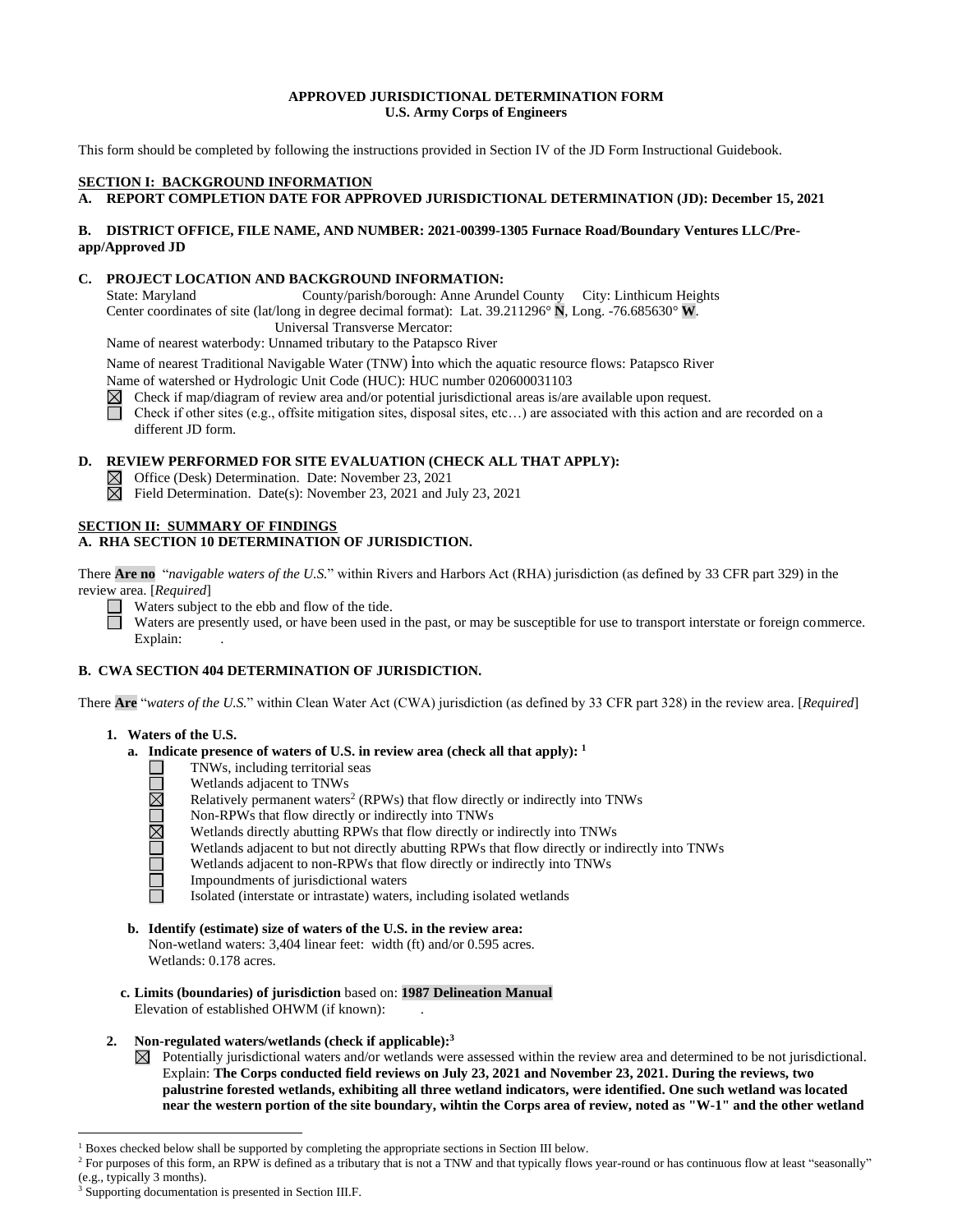**APPROVED JURISDICTIONAL DETERMINATION FORM**
**U.S. Army Corps of Engineers**

This form should be completed by following the instructions provided in Section IV of the JD Form Instructional Guidebook.

**SECTION I: BACKGROUND INFORMATION**

**A. REPORT COMPLETION DATE FOR APPROVED JURISDICTIONAL DETERMINATION (JD): December 15, 2021**

**B. DISTRICT OFFICE, FILE NAME, AND NUMBER: 2021-00399-1305 Furnace Road/Boundary Ventures LLC/Pre-app/Approved JD**

**C. PROJECT LOCATION AND BACKGROUND INFORMATION:**

State: Maryland County/parish/borough: Anne Arundel County City: Linthicum Heights
Center coordinates of site (lat/long in degree decimal format): Lat. 39.211296° **N**, Long. -76.685630° **W**.
Universal Transverse Mercator:
Name of nearest waterbody: Unnamed tributary to the Patapsco River

Name of nearest Traditional Navigable Water (TNW) into which the aquatic resource flows: Patapsco River
Name of watershed or Hydrologic Unit Code (HUC): HUC number 020600031103

- ☒ Check if map/diagram of review area and/or potential jurisdictional areas is/are available upon request.
- ☐ Check if other sites (e.g., offsite mitigation sites, disposal sites, etc…) are associated with this action and are recorded on a different JD form.

**D. REVIEW PERFORMED FOR SITE EVALUATION (CHECK ALL THAT APPLY):**

- ☒ Office (Desk) Determination. Date: November 23, 2021
- ☒ Field Determination. Date(s): November 23, 2021 and July 23, 2021

**SECTION II: SUMMARY OF FINDINGS**

**A. RHA SECTION 10 DETERMINATION OF JURISDICTION.**

There **Are no** "*navigable waters of the U.S.*" within Rivers and Harbors Act (RHA) jurisdiction (as defined by 33 CFR part 329) in the review area. [*Required*]

- ☐ Waters subject to the ebb and flow of the tide.
- ☐ Waters are presently used, or have been used in the past, or may be susceptible for use to transport interstate or foreign commerce. Explain: .

**B. CWA SECTION 404 DETERMINATION OF JURISDICTION.**

There **Are** "*waters of the U.S.*" within Clean Water Act (CWA) jurisdiction (as defined by 33 CFR part 328) in the review area. [*Required*]

**1. Waters of the U.S.**

**a. Indicate presence of waters of U.S. in review area (check all that apply):** [1]

- ☐ TNWs, including territorial seas
- ☐ Wetlands adjacent to TNWs
- ☒ Relatively permanent waters[2] (RPWs) that flow directly or indirectly into TNWs
- ☐ Non-RPWs that flow directly or indirectly into TNWs
- ☒ Wetlands directly abutting RPWs that flow directly or indirectly into TNWs
- ☐ Wetlands adjacent to but not directly abutting RPWs that flow directly or indirectly into TNWs
- ☐ Wetlands adjacent to non-RPWs that flow directly or indirectly into TNWs
- ☐ Impoundments of jurisdictional waters
- ☐ Isolated (interstate or intrastate) waters, including isolated wetlands

**b. Identify (estimate) size of waters of the U.S. in the review area:**
Non-wetland waters: 3,404 linear feet: width (ft) and/or 0.595 acres.
Wetlands: 0.178 acres.

**c. Limits (boundaries) of jurisdiction** based on: **1987 Delineation Manual**
Elevation of established OHWM (if known): .

**2. Non-regulated waters/wetlands (check if applicable):**[3]

- ☒ Potentially jurisdictional waters and/or wetlands were assessed within the review area and determined to be not jurisdictional. Explain: **The Corps conducted field reviews on July 23, 2021 and November 23, 2021. During the reviews, two palustrine forested wetlands, exhibiting all three wetland indicators, were identified. One such wetland was located near the western portion of the site boundary, wihtin the Corps area of review, noted as "W-1" and the other wetland**

---

[1] Boxes checked below shall be supported by completing the appropriate sections in Section III below.
[2] For purposes of this form, an RPW is defined as a tributary that is not a TNW and that typically flows year-round or has continuous flow at least "seasonally" (e.g., typically 3 months).
[3] Supporting documentation is presented in Section III.F.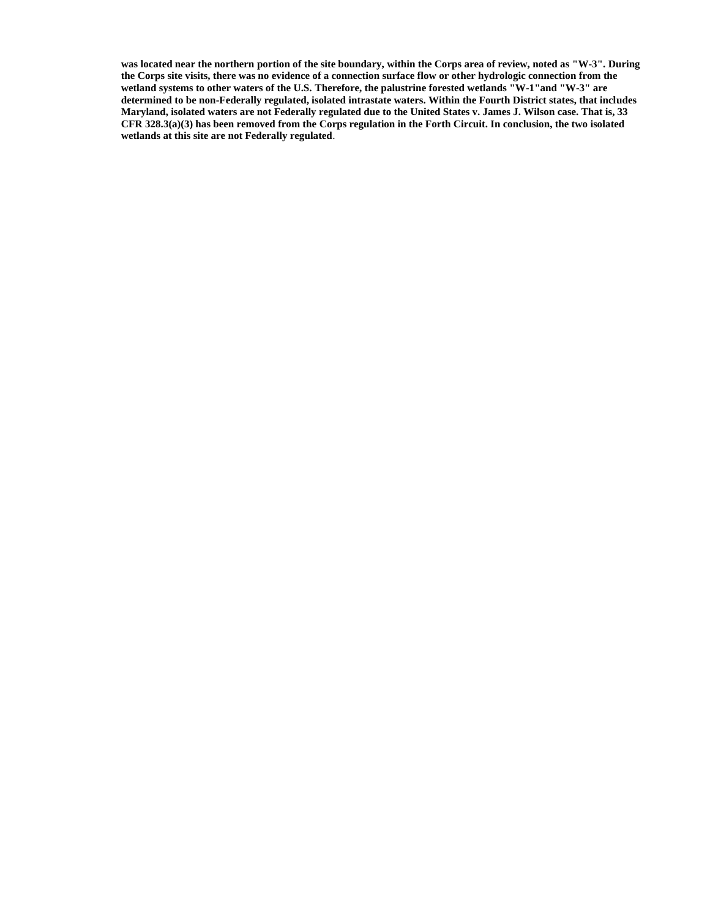**was located near the northern portion of the site boundary, within the Corps area of review, noted as "W-3". During the Corps site visits, there was no evidence of a connection surface flow or other hydrologic connection from the wetland systems to other waters of the U.S. Therefore, the palustrine forested wetlands "W-1"and "W-3" are determined to be non-Federally regulated, isolated intrastate waters. Within the Fourth District states, that includes Maryland, isolated waters are not Federally regulated due to the United States v. James J. Wilson case. That is, 33 CFR 328.3(a)(3) has been removed from the Corps regulation in the Forth Circuit. In conclusion, the two isolated wetlands at this site are not Federally regulated**.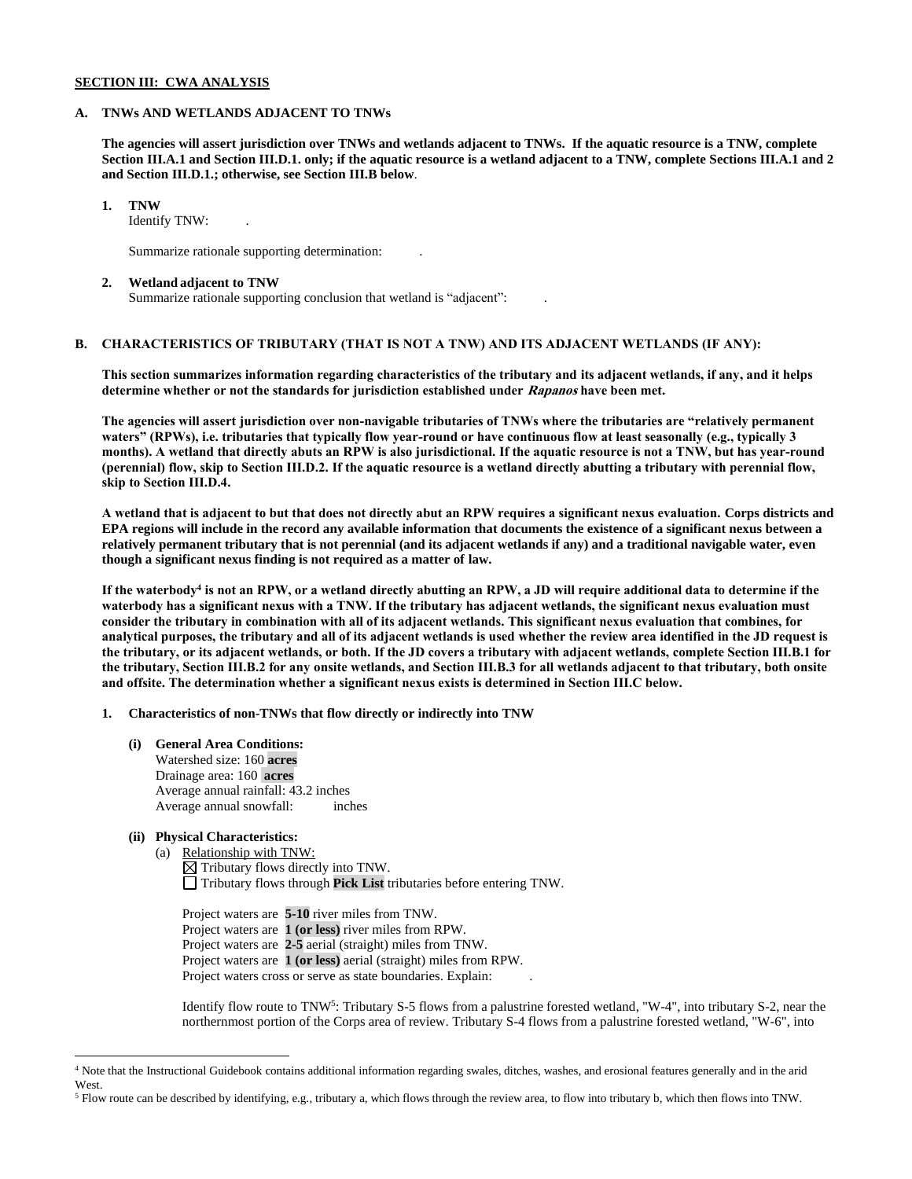**SECTION III: CWA ANALYSIS**

**A. TNWs AND WETLANDS ADJACENT TO TNWs**

**The agencies will assert jurisdiction over TNWs and wetlands adjacent to TNWs. If the aquatic resource is a TNW, complete Section III.A.1 and Section III.D.1. only; if the aquatic resource is a wetland adjacent to a TNW, complete Sections III.A.1 and 2 and Section III.D.1.; otherwise, see Section III.B below.**

**1. TNW**

Identify TNW: .

Summarize rationale supporting determination: .

**2. Wetland adjacent to TNW**

Summarize rationale supporting conclusion that wetland is "adjacent": .

**B. CHARACTERISTICS OF TRIBUTARY (THAT IS NOT A TNW) AND ITS ADJACENT WETLANDS (IF ANY):**

**This section summarizes information regarding characteristics of the tributary and its adjacent wetlands, if any, and it helps determine whether or not the standards for jurisdiction established under *Rapanos* have been met.**

**The agencies will assert jurisdiction over non-navigable tributaries of TNWs where the tributaries are "relatively permanent waters" (RPWs), i.e. tributaries that typically flow year-round or have continuous flow at least seasonally (e.g., typically 3 months). A wetland that directly abuts an RPW is also jurisdictional. If the aquatic resource is not a TNW, but has year-round (perennial) flow, skip to Section III.D.2. If the aquatic resource is a wetland directly abutting a tributary with perennial flow, skip to Section III.D.4.**

**A wetland that is adjacent to but that does not directly abut an RPW requires a significant nexus evaluation. Corps districts and EPA regions will include in the record any available information that documents the existence of a significant nexus between a relatively permanent tributary that is not perennial (and its adjacent wetlands if any) and a traditional navigable water, even though a significant nexus finding is not required as a matter of law.**

**If the waterbody[4] is not an RPW, or a wetland directly abutting an RPW, a JD will require additional data to determine if the waterbody has a significant nexus with a TNW. If the tributary has adjacent wetlands, the significant nexus evaluation must consider the tributary in combination with all of its adjacent wetlands. This significant nexus evaluation that combines, for analytical purposes, the tributary and all of its adjacent wetlands is used whether the review area identified in the JD request is the tributary, or its adjacent wetlands, or both. If the JD covers a tributary with adjacent wetlands, complete Section III.B.1 for the tributary, Section III.B.2 for any onsite wetlands, and Section III.B.3 for all wetlands adjacent to that tributary, both onsite and offsite. The determination whether a significant nexus exists is determined in Section III.C below.**

**1. Characteristics of non-TNWs that flow directly or indirectly into TNW**

**(i) General Area Conditions:**

Watershed size: 160 **acres**
Drainage area: 160 **acres**
Average annual rainfall: 43.2 inches
Average annual snowfall: inches

**(ii) Physical Characteristics:**

(a) Relationship with TNW:

☒ Tributary flows directly into TNW.
☐ Tributary flows through **Pick List** tributaries before entering TNW.

Project waters are **5-10** river miles from TNW.
Project waters are **1 (or less)** river miles from RPW.
Project waters are **2-5** aerial (straight) miles from TNW.
Project waters are **1 (or less)** aerial (straight) miles from RPW.
Project waters cross or serve as state boundaries. Explain: .

Identify flow route to TNW[5]: Tributary S-5 flows from a palustrine forested wetland, "W-4", into tributary S-2, near the northernmost portion of the Corps area of review. Tributary S-4 flows from a palustrine forested wetland, "W-6", into

---

[4] Note that the Instructional Guidebook contains additional information regarding swales, ditches, washes, and erosional features generally and in the arid West.

[5] Flow route can be described by identifying, e.g., tributary a, which flows through the review area, to flow into tributary b, which then flows into TNW.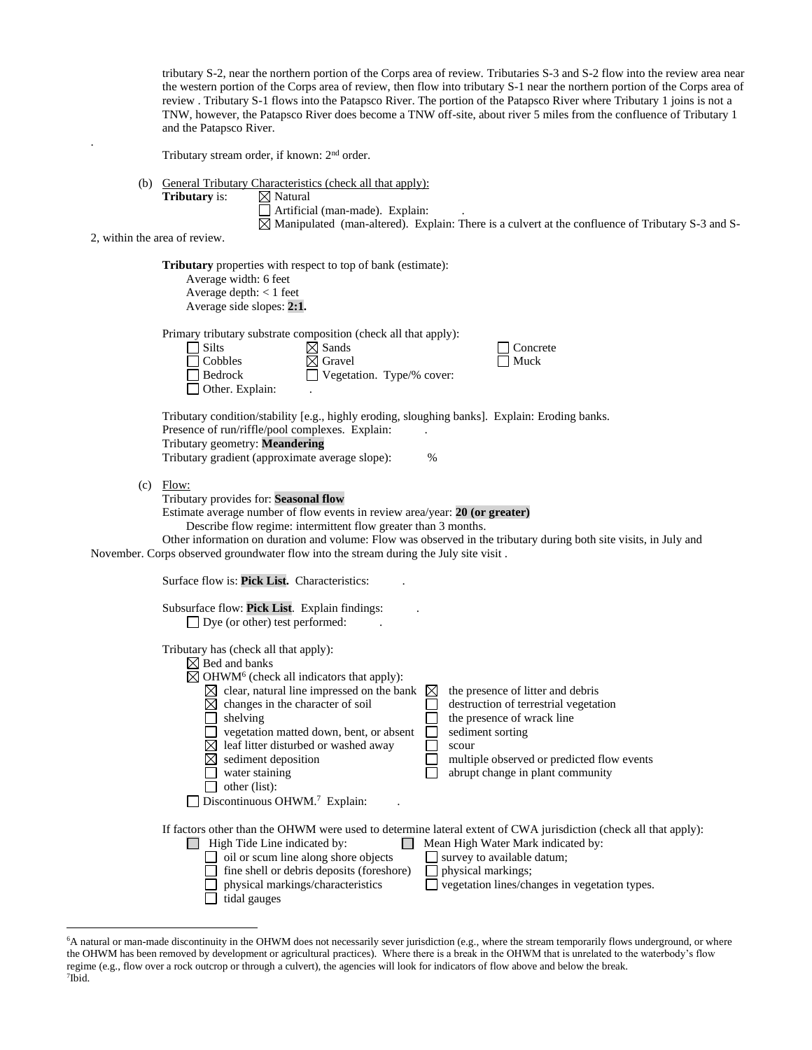tributary S-2, near the northern portion of the Corps area of review. Tributaries S-3 and S-2 flow into the review area near the western portion of the Corps area of review, then flow into tributary S-1 near the northern portion of the Corps area of review . Tributary S-1 flows into the Patapsco River. The portion of the Patapsco River where Tributary 1 joins is not a TNW, however, the Patapsco River does become a TNW off-site, about river 5 miles from the confluence of Tributary 1 and the Patapsco River.

.

Tributary stream order, if known: 2nd order.

(b) General Tributary Characteristics (check all that apply):

**Tributary** is: ☒ Natural
☐ Artificial (man-made). Explain: .
☒ Manipulated (man-altered). Explain: There is a culvert at the confluence of Tributary S-3 and S-2, within the area of review.

**Tributary** properties with respect to top of bank (estimate):
Average width: 6 feet
Average depth: < 1 feet
Average side slopes: **2:1.**

Primary tributary substrate composition (check all that apply):

| | | |
|---|---|---|
| ☐ Silts | ☒ Sands | ☐ Concrete |
| ☐ Cobbles | ☒ Gravel | ☐ Muck |
| ☐ Bedrock | ☐ Vegetation. Type/% cover: | |
| ☐ Other. Explain: . | | |

Tributary condition/stability [e.g., highly eroding, sloughing banks]. Explain: Eroding banks.
Presence of run/riffle/pool complexes. Explain: .
Tributary geometry: **Meandering**
Tributary gradient (approximate average slope): %

(c) Flow:

Tributary provides for: **Seasonal flow**
Estimate average number of flow events in review area/year: **20 (or greater)**
Describe flow regime: intermittent flow greater than 3 months.
Other information on duration and volume: Flow was observed in the tributary during both site visits, in July and November. Corps observed groundwater flow into the stream during the July site visit .

Surface flow is: **Pick List.** Characteristics: .

Subsurface flow: **Pick List**. Explain findings: .
☐ Dye (or other) test performed: .

Tributary has (check all that apply):
☒ Bed and banks
☒ OHWM[6] (check all indicators that apply):

| | |
|---|---|
| ☒ clear, natural line impressed on the bank | ☒ the presence of litter and debris |
| ☒ changes in the character of soil | ☐ destruction of terrestrial vegetation |
| ☐ shelving | ☐ the presence of wrack line |
| ☐ vegetation matted down, bent, or absent | ☐ sediment sorting |
| ☒ leaf litter disturbed or washed away | ☐ scour |
| ☒ sediment deposition | ☐ multiple observed or predicted flow events |
| ☐ water staining | ☐ abrupt change in plant community |
| ☐ other (list): | |

☐ Discontinuous OHWM.[7] Explain: .

If factors other than the OHWM were used to determine lateral extent of CWA jurisdiction (check all that apply):

| | |
|---|---|
| ☐ High Tide Line indicated by: | ☐ Mean High Water Mark indicated by: |
| ☐ oil or scum line along shore objects | ☐ survey to available datum; |
| ☐ fine shell or debris deposits (foreshore) | ☐ physical markings; |
| ☐ physical markings/characteristics | ☐ vegetation lines/changes in vegetation types. |
| ☐ tidal gauges | |

---

[6]A natural or man-made discontinuity in the OHWM does not necessarily sever jurisdiction (e.g., where the stream temporarily flows underground, or where the OHWM has been removed by development or agricultural practices). Where there is a break in the OHWM that is unrelated to the waterbody's flow regime (e.g., flow over a rock outcrop or through a culvert), the agencies will look for indicators of flow above and below the break.
[7]Ibid.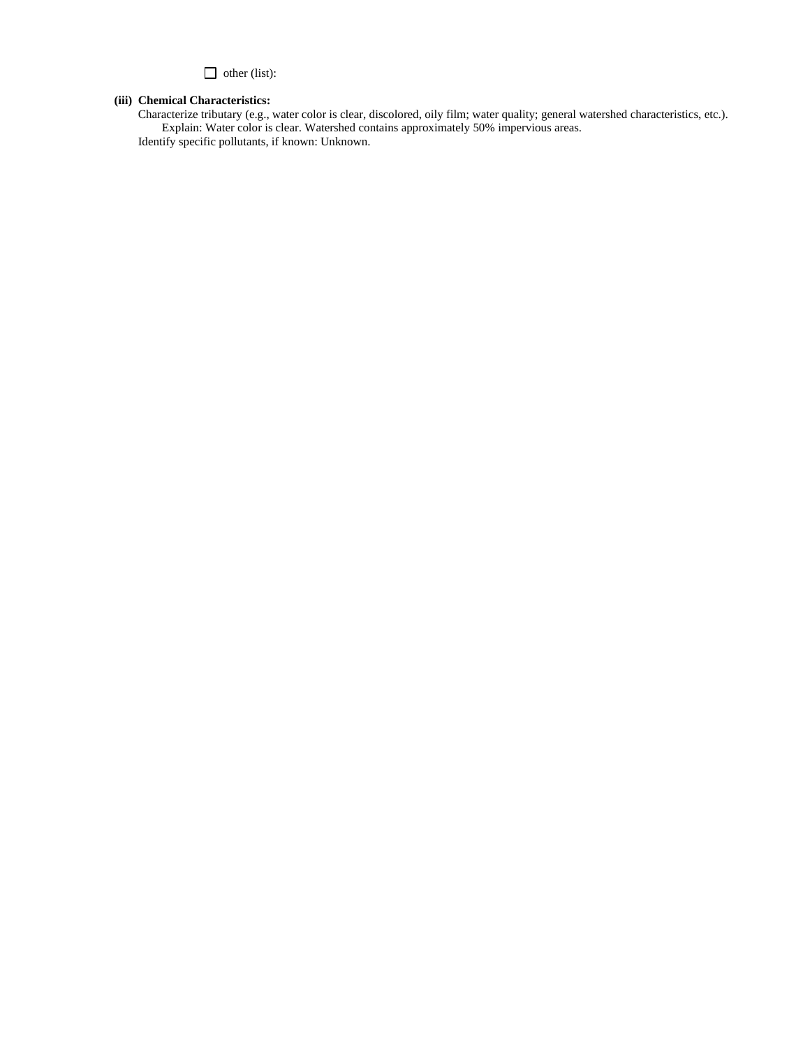☐ other (list):

**(iii) Chemical Characteristics:**

Characterize tributary (e.g., water color is clear, discolored, oily film; water quality; general watershed characteristics, etc.).

Explain: Water color is clear. Watershed contains approximately 50% impervious areas.

Identify specific pollutants, if known: Unknown.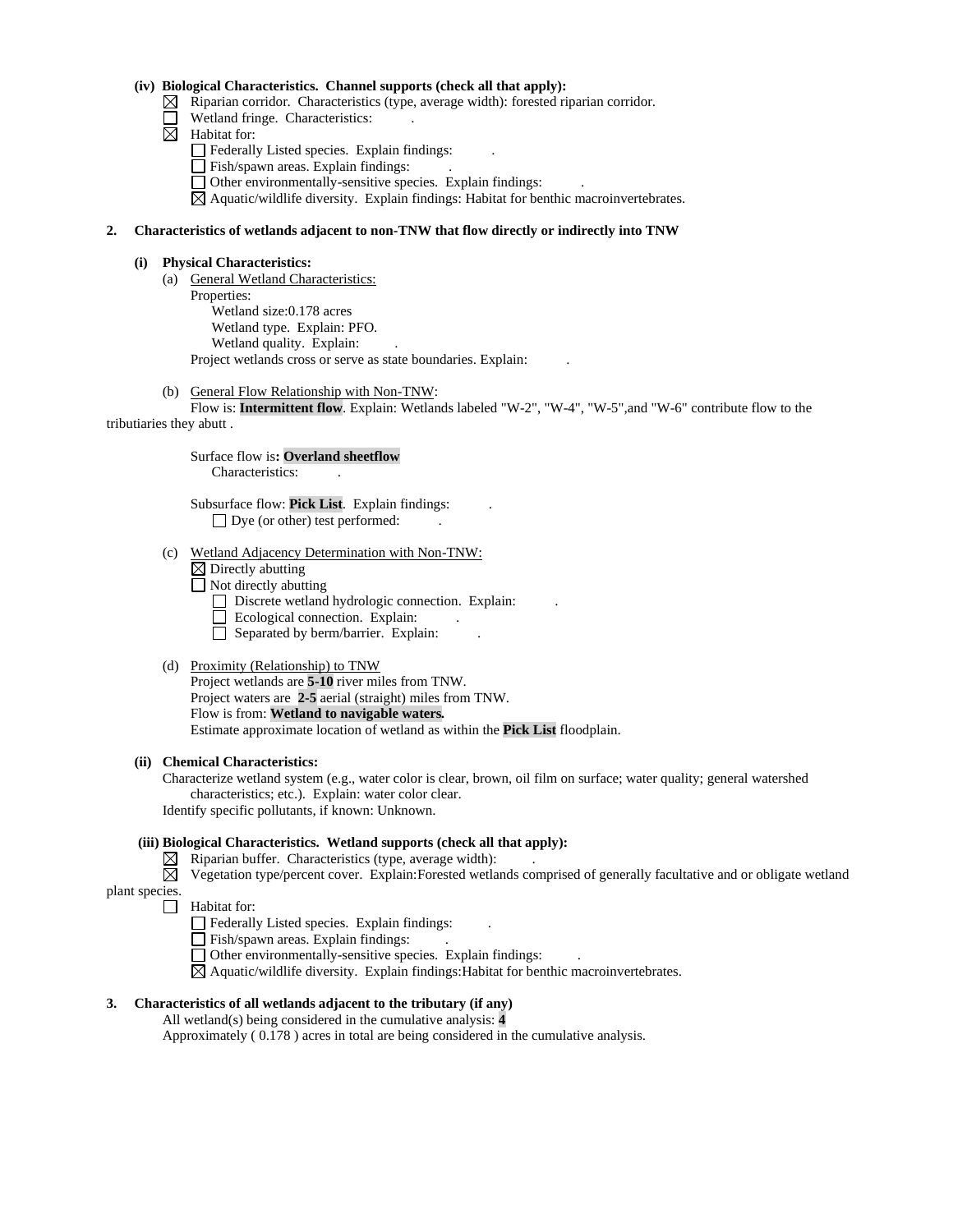**(iv) Biological Characteristics. Channel supports (check all that apply):**

- ☒ Riparian corridor. Characteristics (type, average width): forested riparian corridor.
- ☐ Wetland fringe. Characteristics: .
- ☒ Habitat for:
  - ☐ Federally Listed species. Explain findings: .
  - ☐ Fish/spawn areas. Explain findings: .
  - ☐ Other environmentally-sensitive species. Explain findings: .
  - ☒ Aquatic/wildlife diversity. Explain findings: Habitat for benthic macroinvertebrates.

**2. Characteristics of wetlands adjacent to non-TNW that flow directly or indirectly into TNW**

**(i) Physical Characteristics:**

(a) General Wetland Characteristics:

Properties:

Wetland size:0.178 acres

Wetland type. Explain: PFO.

Wetland quality. Explain: .

Project wetlands cross or serve as state boundaries. Explain: .

(b) General Flow Relationship with Non-TNW:

Flow is: **Intermittent flow**. Explain: Wetlands labeled "W-2", "W-4", "W-5",and "W-6" contribute flow to the tributiaries they abutt .

Surface flow is**: Overland sheetflow**

Characteristics: .

Subsurface flow: **Pick List**. Explain findings: .

☐ Dye (or other) test performed: .

(c) Wetland Adjacency Determination with Non-TNW:

- ☒ Directly abutting
- ☐ Not directly abutting
  - ☐ Discrete wetland hydrologic connection. Explain: .
  - ☐ Ecological connection. Explain: .
  - ☐ Separated by berm/barrier. Explain: .

(d) Proximity (Relationship) to TNW

Project wetlands are **5-10** river miles from TNW.

Project waters are **2-5** aerial (straight) miles from TNW.

Flow is from: **Wetland to navigable waters.**

Estimate approximate location of wetland as within the **Pick List** floodplain.

**(ii) Chemical Characteristics:**

Characterize wetland system (e.g., water color is clear, brown, oil film on surface; water quality; general watershed characteristics; etc.). Explain: water color clear.

Identify specific pollutants, if known: Unknown.

**(iii) Biological Characteristics. Wetland supports (check all that apply):**

- ☒ Riparian buffer. Characteristics (type, average width): .
- ☒ Vegetation type/percent cover. Explain:Forested wetlands comprised of generally facultative and or obligate wetland plant species.
- ☐ Habitat for:
  - ☐ Federally Listed species. Explain findings: .
  - ☐ Fish/spawn areas. Explain findings: .
  - ☐ Other environmentally-sensitive species. Explain findings: .
  - ☒ Aquatic/wildlife diversity. Explain findings:Habitat for benthic macroinvertebrates.

**3. Characteristics of all wetlands adjacent to the tributary (if any)**

All wetland(s) being considered in the cumulative analysis: **4**

Approximately ( 0.178 ) acres in total are being considered in the cumulative analysis.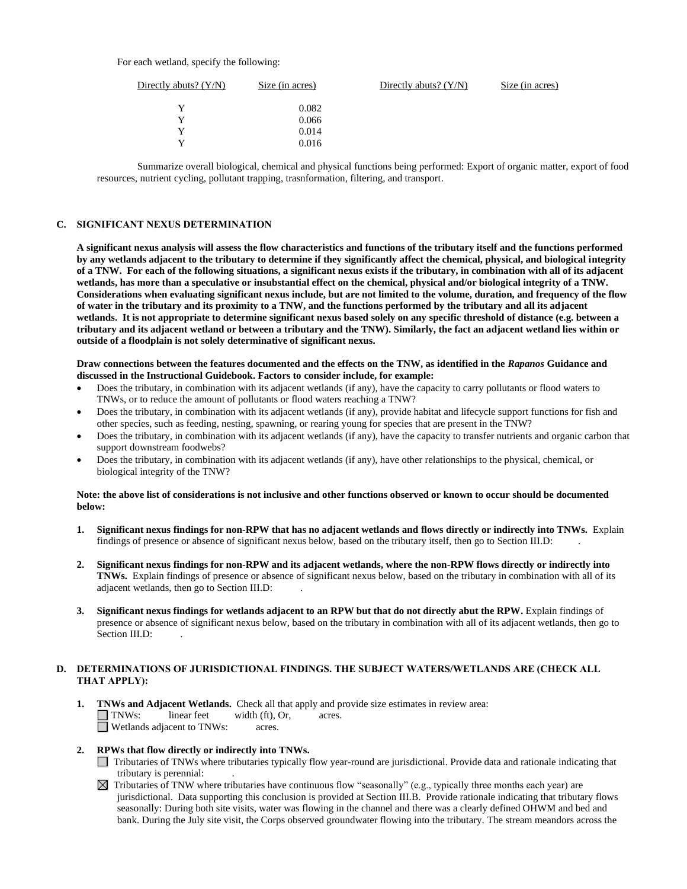For each wetland, specify the following:

| Directly abuts? (Y/N) | Size (in acres) | Directly abuts? (Y/N) | Size (in acres) |
|---|---|---|---|
| Y | 0.082 | | |
| Y | 0.066 | | |
| Y | 0.014 | | |
| Y | 0.016 | | |

Summarize overall biological, chemical and physical functions being performed: Export of organic matter, export of food resources, nutrient cycling, pollutant trapping, trasnformation, filtering, and transport.

## C. SIGNIFICANT NEXUS DETERMINATION

**A significant nexus analysis will assess the flow characteristics and functions of the tributary itself and the functions performed by any wetlands adjacent to the tributary to determine if they significantly affect the chemical, physical, and biological integrity of a TNW. For each of the following situations, a significant nexus exists if the tributary, in combination with all of its adjacent wetlands, has more than a speculative or insubstantial effect on the chemical, physical and/or biological integrity of a TNW. Considerations when evaluating significant nexus include, but are not limited to the volume, duration, and frequency of the flow of water in the tributary and its proximity to a TNW, and the functions performed by the tributary and all its adjacent wetlands. It is not appropriate to determine significant nexus based solely on any specific threshold of distance (e.g. between a tributary and its adjacent wetland or between a tributary and the TNW). Similarly, the fact an adjacent wetland lies within or outside of a floodplain is not solely determinative of significant nexus.**

**Draw connections between the features documented and the effects on the TNW, as identified in the *Rapanos* Guidance and discussed in the Instructional Guidebook. Factors to consider include, for example:**

- Does the tributary, in combination with its adjacent wetlands (if any), have the capacity to carry pollutants or flood waters to TNWs, or to reduce the amount of pollutants or flood waters reaching a TNW?
- Does the tributary, in combination with its adjacent wetlands (if any), provide habitat and lifecycle support functions for fish and other species, such as feeding, nesting, spawning, or rearing young for species that are present in the TNW?
- Does the tributary, in combination with its adjacent wetlands (if any), have the capacity to transfer nutrients and organic carbon that support downstream foodwebs?
- Does the tributary, in combination with its adjacent wetlands (if any), have other relationships to the physical, chemical, or biological integrity of the TNW?

**Note: the above list of considerations is not inclusive and other functions observed or known to occur should be documented below:**

1. **Significant nexus findings for non-RPW that has no adjacent wetlands and flows directly or indirectly into TNWs.** Explain findings of presence or absence of significant nexus below, based on the tributary itself, then go to Section III.D: .

2. **Significant nexus findings for non-RPW and its adjacent wetlands, where the non-RPW flows directly or indirectly into TNWs.** Explain findings of presence or absence of significant nexus below, based on the tributary in combination with all of its adjacent wetlands, then go to Section III.D: .

3. **Significant nexus findings for wetlands adjacent to an RPW but that do not directly abut the RPW.** Explain findings of presence or absence of significant nexus below, based on the tributary in combination with all of its adjacent wetlands, then go to Section III.D: .

## D. DETERMINATIONS OF JURISDICTIONAL FINDINGS. THE SUBJECT WATERS/WETLANDS ARE (CHECK ALL THAT APPLY):

1. **TNWs and Adjacent Wetlands.** Check all that apply and provide size estimates in review area:
   - ☐ TNWs: linear feet width (ft), Or, acres.
   - ☐ Wetlands adjacent to TNWs: acres.

2. **RPWs that flow directly or indirectly into TNWs.**
   - ☐ Tributaries of TNWs where tributaries typically flow year-round are jurisdictional. Provide data and rationale indicating that tributary is perennial: .
   - ☒ Tributaries of TNW where tributaries have continuous flow "seasonally" (e.g., typically three months each year) are jurisdictional. Data supporting this conclusion is provided at Section III.B. Provide rationale indicating that tributary flows seasonally: During both site visits, water was flowing in the channel and there was a clearly defined OHWM and bed and bank. During the July site visit, the Corps observed groundwater flowing into the tributary. The stream meanders across the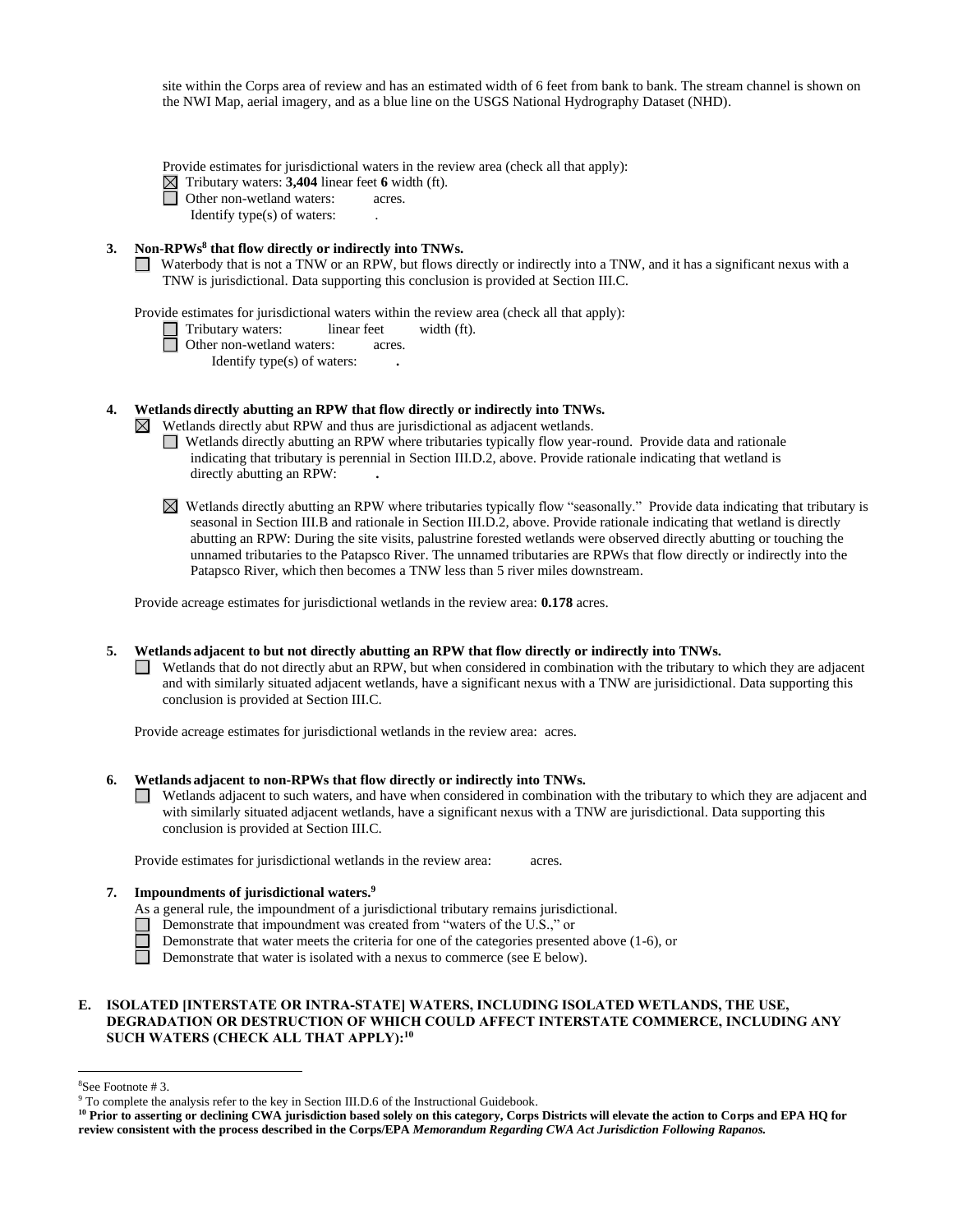site within the Corps area of review and has an estimated width of 6 feet from bank to bank. The stream channel is shown on the NWI Map, aerial imagery, and as a blue line on the USGS National Hydrography Dataset (NHD).

Provide estimates for jurisdictional waters in the review area (check all that apply):

☒ Tributary waters: **3,404** linear feet **6** width (ft).

☐ Other non-wetland waters: acres.

Identify type(s) of waters: .

**3. Non-RPWs[8] that flow directly or indirectly into TNWs.**

☐ Waterbody that is not a TNW or an RPW, but flows directly or indirectly into a TNW, and it has a significant nexus with a TNW is jurisdictional. Data supporting this conclusion is provided at Section III.C.

Provide estimates for jurisdictional waters within the review area (check all that apply):

☐ Tributary waters: linear feet width (ft).

☐ Other non-wetland waters: acres.

Identify type(s) of waters: **.**

**4. Wetlands directly abutting an RPW that flow directly or indirectly into TNWs.**

☒ Wetlands directly abut RPW and thus are jurisdictional as adjacent wetlands.

☐ Wetlands directly abutting an RPW where tributaries typically flow year-round. Provide data and rationale indicating that tributary is perennial in Section III.D.2, above. Provide rationale indicating that wetland is directly abutting an RPW: **.**

☒ Wetlands directly abutting an RPW where tributaries typically flow "seasonally." Provide data indicating that tributary is seasonal in Section III.B and rationale in Section III.D.2, above. Provide rationale indicating that wetland is directly abutting an RPW: During the site visits, palustrine forested wetlands were observed directly abutting or touching the unnamed tributaries to the Patapsco River. The unnamed tributaries are RPWs that flow directly or indirectly into the Patapsco River, which then becomes a TNW less than 5 river miles downstream.

Provide acreage estimates for jurisdictional wetlands in the review area: **0.178** acres.

**5. Wetlands adjacent to but not directly abutting an RPW that flow directly or indirectly into TNWs.**

☐ Wetlands that do not directly abut an RPW, but when considered in combination with the tributary to which they are adjacent and with similarly situated adjacent wetlands, have a significant nexus with a TNW are jurisidictional. Data supporting this conclusion is provided at Section III.C.

Provide acreage estimates for jurisdictional wetlands in the review area: acres.

**6. Wetlands adjacent to non-RPWs that flow directly or indirectly into TNWs.**

☐ Wetlands adjacent to such waters, and have when considered in combination with the tributary to which they are adjacent and with similarly situated adjacent wetlands, have a significant nexus with a TNW are jurisdictional. Data supporting this conclusion is provided at Section III.C.

Provide estimates for jurisdictional wetlands in the review area: acres.

**7. Impoundments of jurisdictional waters.[9]**

As a general rule, the impoundment of a jurisdictional tributary remains jurisdictional.

☐ Demonstrate that impoundment was created from "waters of the U.S.," or

☐ Demonstrate that water meets the criteria for one of the categories presented above (1-6), or

☐ Demonstrate that water is isolated with a nexus to commerce (see E below).

**E. ISOLATED [INTERSTATE OR INTRA-STATE] WATERS, INCLUDING ISOLATED WETLANDS, THE USE, DEGRADATION OR DESTRUCTION OF WHICH COULD AFFECT INTERSTATE COMMERCE, INCLUDING ANY SUCH WATERS (CHECK ALL THAT APPLY):[10]**

---

[8] See Footnote # 3.

[9] To complete the analysis refer to the key in Section III.D.6 of the Instructional Guidebook.

**[10] Prior to asserting or declining CWA jurisdiction based solely on this category, Corps Districts will elevate the action to Corps and EPA HQ for review consistent with the process described in the Corps/EPA *Memorandum Regarding CWA Act Jurisdiction Following Rapanos.***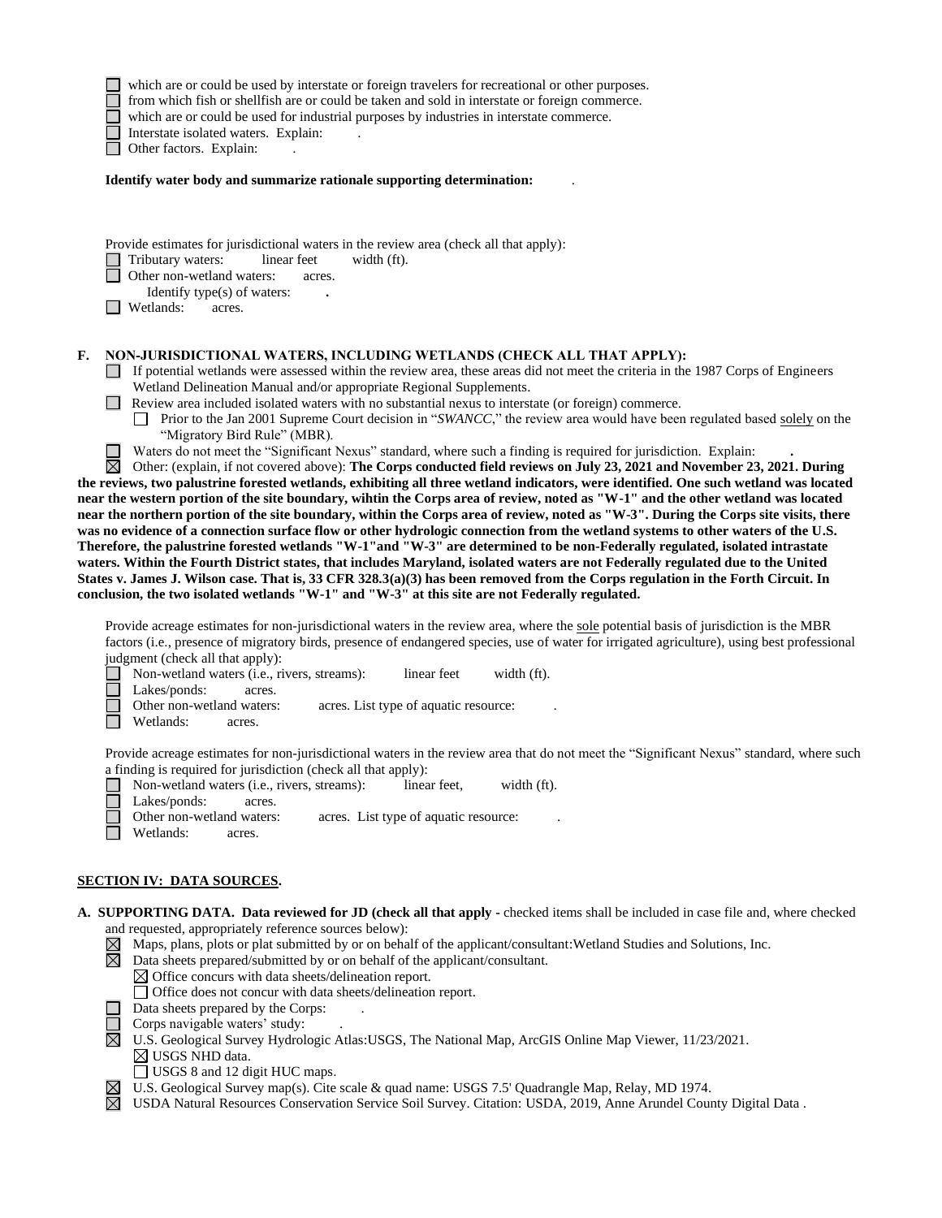☐ which are or could be used by interstate or foreign travelers for recreational or other purposes.
☐ from which fish or shellfish are or could be taken and sold in interstate or foreign commerce.
☐ which are or could be used for industrial purposes by industries in interstate commerce.
☐ Interstate isolated waters. Explain: .
☐ Other factors. Explain: .

**Identify water body and summarize rationale supporting determination:** .

Provide estimates for jurisdictional waters in the review area (check all that apply):
☐ Tributary waters: linear feet width (ft).
☐ Other non-wetland waters: acres.
Identify type(s) of waters: **.**
☐ Wetlands: acres.

**F. NON-JURISDICTIONAL WATERS, INCLUDING WETLANDS (CHECK ALL THAT APPLY):**

☐ If potential wetlands were assessed within the review area, these areas did not meet the criteria in the 1987 Corps of Engineers Wetland Delineation Manual and/or appropriate Regional Supplements.
☐ Review area included isolated waters with no substantial nexus to interstate (or foreign) commerce.
  ☐ Prior to the Jan 2001 Supreme Court decision in "*SWANCC*," the review area would have been regulated based solely on the "Migratory Bird Rule" (MBR).
☐ Waters do not meet the "Significant Nexus" standard, where such a finding is required for jurisdiction. Explain: **.**
☒ Other: (explain, if not covered above): **The Corps conducted field reviews on July 23, 2021 and November 23, 2021. During the reviews, two palustrine forested wetlands, exhibiting all three wetland indicators, were identified. One such wetland was located near the western portion of the site boundary, wihtin the Corps area of review, noted as "W-1" and the other wetland was located near the northern portion of the site boundary, within the Corps area of review, noted as "W-3". During the Corps site visits, there was no evidence of a connection surface flow or other hydrologic connection from the wetland systems to other waters of the U.S. Therefore, the palustrine forested wetlands "W-1"and "W-3" are determined to be non-Federally regulated, isolated intrastate waters. Within the Fourth District states, that includes Maryland, isolated waters are not Federally regulated due to the United States v. James J. Wilson case. That is, 33 CFR 328.3(a)(3) has been removed from the Corps regulation in the Forth Circuit. In conclusion, the two isolated wetlands "W-1" and "W-3" at this site are not Federally regulated.**

Provide acreage estimates for non-jurisdictional waters in the review area, where the sole potential basis of jurisdiction is the MBR factors (i.e., presence of migratory birds, presence of endangered species, use of water for irrigated agriculture), using best professional judgment (check all that apply):
☐ Non-wetland waters (i.e., rivers, streams): linear feet width (ft).
☐ Lakes/ponds: acres.
☐ Other non-wetland waters: acres. List type of aquatic resource: .
☐ Wetlands: acres.

Provide acreage estimates for non-jurisdictional waters in the review area that do not meet the "Significant Nexus" standard, where such a finding is required for jurisdiction (check all that apply):
☐ Non-wetland waters (i.e., rivers, streams): linear feet, width (ft).
☐ Lakes/ponds: acres.
☐ Other non-wetland waters: acres. List type of aquatic resource: .
☐ Wetlands: acres.

## SECTION IV: DATA SOURCES.

**A. SUPPORTING DATA. Data reviewed for JD (check all that apply -** checked items shall be included in case file and, where checked and requested, appropriately reference sources below):
☒ Maps, plans, plots or plat submitted by or on behalf of the applicant/consultant:Wetland Studies and Solutions, Inc.
☒ Data sheets prepared/submitted by or on behalf of the applicant/consultant.
  ☒ Office concurs with data sheets/delineation report.
  ☐ Office does not concur with data sheets/delineation report.
☐ Data sheets prepared by the Corps: .
☐ Corps navigable waters' study: .
☒ U.S. Geological Survey Hydrologic Atlas:USGS, The National Map, ArcGIS Online Map Viewer, 11/23/2021.
  ☒ USGS NHD data.
  ☐ USGS 8 and 12 digit HUC maps.
☒ U.S. Geological Survey map(s). Cite scale & quad name: USGS 7.5' Quadrangle Map, Relay, MD 1974.
☒ USDA Natural Resources Conservation Service Soil Survey. Citation: USDA, 2019, Anne Arundel County Digital Data .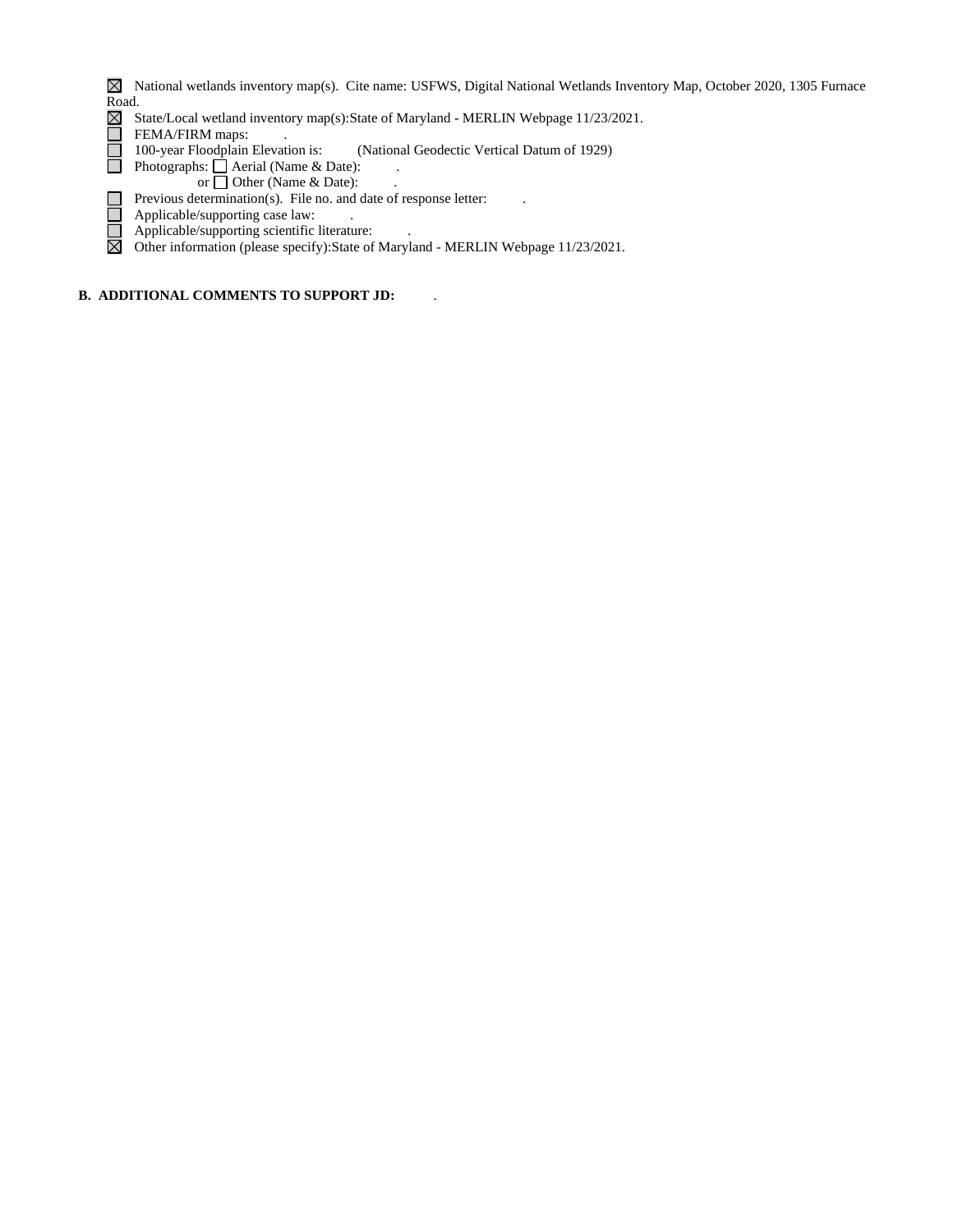☒ National wetlands inventory map(s). Cite name: USFWS, Digital National Wetlands Inventory Map, October 2020, 1305 Furnace Road.

☒ State/Local wetland inventory map(s):State of Maryland - MERLIN Webpage 11/23/2021.

☐ FEMA/FIRM maps: .

☐ 100-year Floodplain Elevation is: (National Geodectic Vertical Datum of 1929)

☐ Photographs: ☐ Aerial (Name & Date): .
  or ☐ Other (Name & Date): .

☐ Previous determination(s). File no. and date of response letter: .

☐ Applicable/supporting case law: .

☐ Applicable/supporting scientific literature: .

☒ Other information (please specify):State of Maryland - MERLIN Webpage 11/23/2021.

**B. ADDITIONAL COMMENTS TO SUPPORT JD:** .